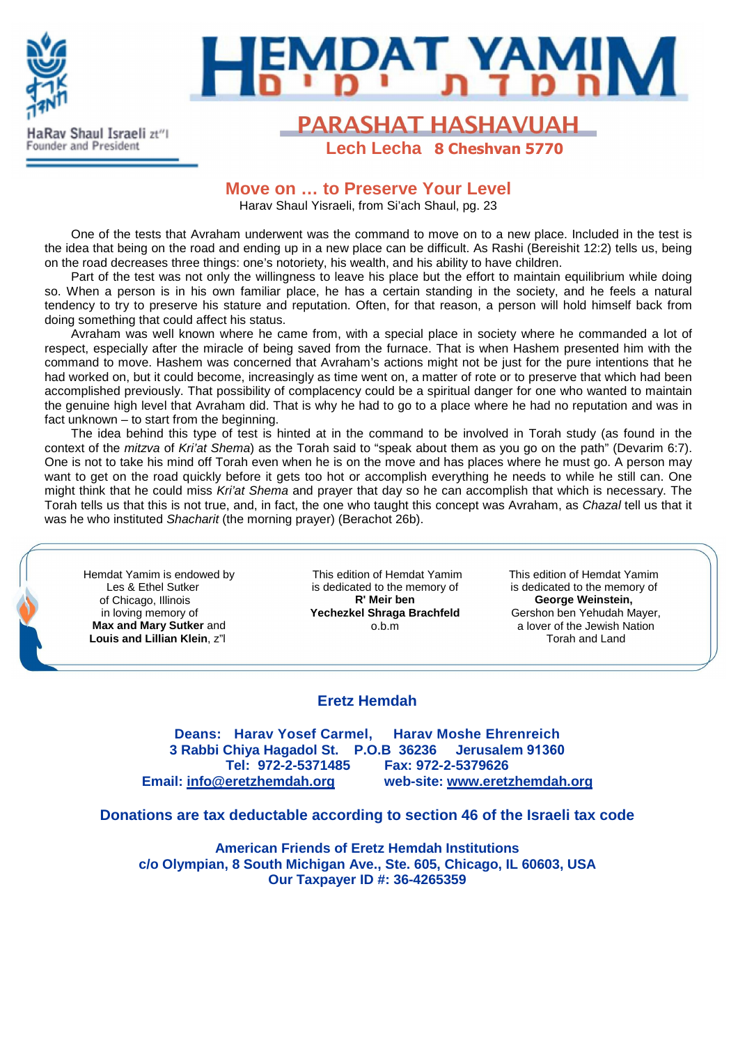HaRav Shaul Israeli zt"l
Founder and President

# HEMDAT YAMIM חמדת ימים

## PARASHAT HASHAVUAH

**Lech Lecha 8 Cheshvan 5770**

## Move on … to Preserve Your Level

Harav Shaul Yisraeli, from Si'ach Shaul, pg. 23

One of the tests that Avraham underwent was the command to move on to a new place. Included in the test is the idea that being on the road and ending up in a new place can be difficult. As Rashi (Bereishit 12:2) tells us, being on the road decreases three things: one's notoriety, his wealth, and his ability to have children.

Part of the test was not only the willingness to leave his place but the effort to maintain equilibrium while doing so. When a person is in his own familiar place, he has a certain standing in the society, and he feels a natural tendency to try to preserve his stature and reputation. Often, for that reason, a person will hold himself back from doing something that could affect his status.

Avraham was well known where he came from, with a special place in society where he commanded a lot of respect, especially after the miracle of being saved from the furnace. That is when Hashem presented him with the command to move. Hashem was concerned that Avraham's actions might not be just for the pure intentions that he had worked on, but it could become, increasingly as time went on, a matter of rote or to preserve that which had been accomplished previously. That possibility of complacency could be a spiritual danger for one who wanted to maintain the genuine high level that Avraham did. That is why he had to go to a place where he had no reputation and was in fact unknown – to start from the beginning.

The idea behind this type of test is hinted at in the command to be involved in Torah study (as found in the context of the *mitzva* of *Kri'at Shema*) as the Torah said to "speak about them as you go on the path" (Devarim 6:7). One is not to take his mind off Torah even when he is on the move and has places where he must go. A person may want to get on the road quickly before it gets too hot or accomplish everything he needs to while he still can. One might think that he could miss *Kri'at Shema* and prayer that day so he can accomplish that which is necessary. The Torah tells us that this is not true, and, in fact, the one who taught this concept was Avraham, as *Chazal* tell us that it was he who instituted *Shacharit* (the morning prayer) (Berachot 26b).

Hemdat Yamim is endowed by Les & Ethel Sutker of Chicago, Illinois in loving memory of **Max and Mary Sutker** and **Louis and Lillian Klein**, z"l

This edition of Hemdat Yamim is dedicated to the memory of **R' Meir ben Yechezkel Shraga Brachfeld** o.b.m

This edition of Hemdat Yamim is dedicated to the memory of **George Weinstein,** Gershon ben Yehudah Mayer, a lover of the Jewish Nation Torah and Land

**Eretz Hemdah**

**Deans: Harav Yosef Carmel, Harav Moshe Ehrenreich**
**3 Rabbi Chiya Hagadol St. P.O.B 36236 Jerusalem 91360**
**Tel: 972-2-5371485 Fax: 972-2-5379626**
**Email: info@eretzhemdah.org web-site: www.eretzhemdah.org**

**Donations are tax deductable according to section 46 of the Israeli tax code**

**American Friends of Eretz Hemdah Institutions**
**c/o Olympian, 8 South Michigan Ave., Ste. 605, Chicago, IL 60603, USA**
**Our Taxpayer ID #: 36-4265359**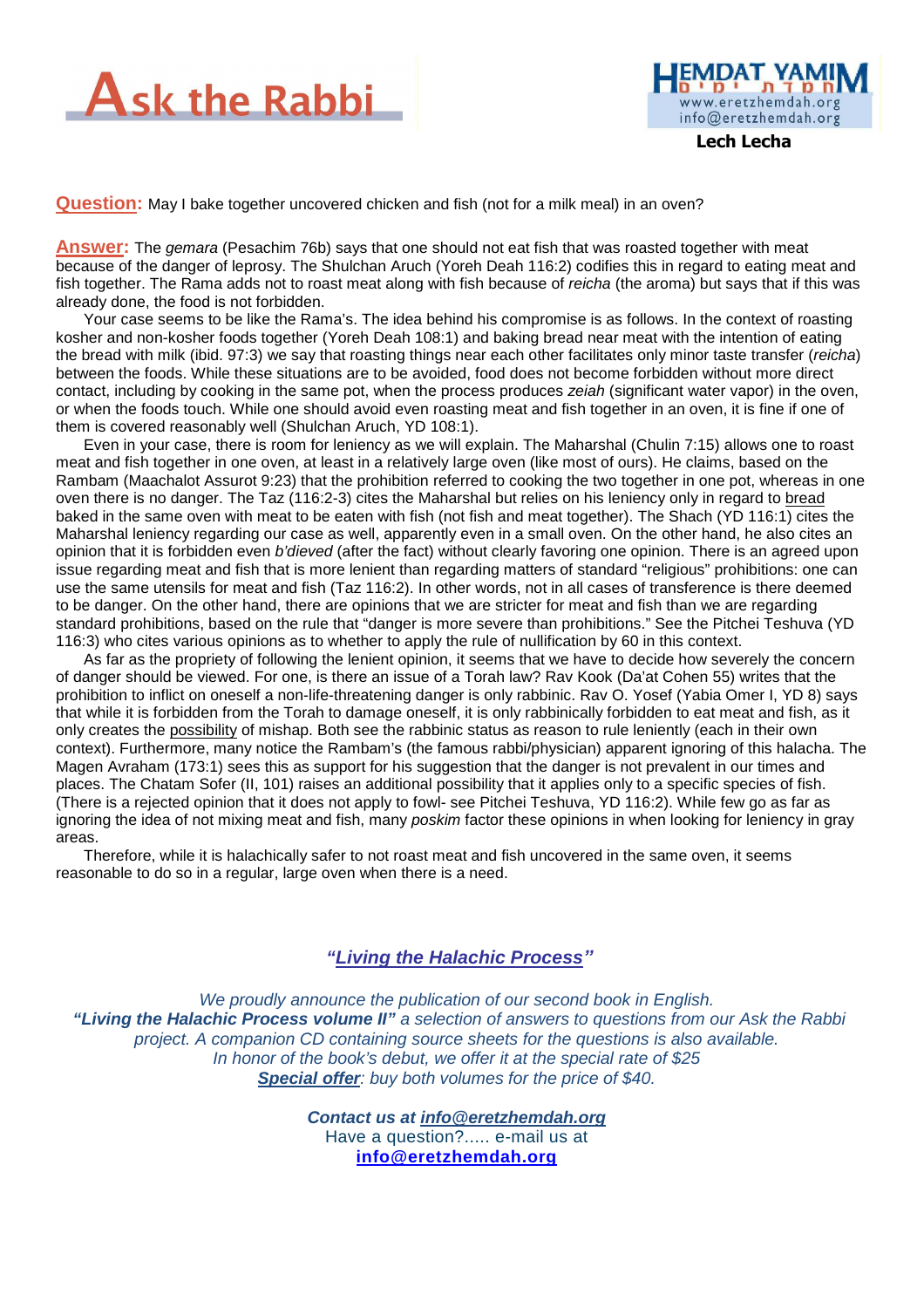# Ask the Rabbi

**Lech Lecha**

**Question:** May I bake together uncovered chicken and fish (not for a milk meal) in an oven?

**Answer:** The *gemara* (Pesachim 76b) says that one should not eat fish that was roasted together with meat because of the danger of leprosy. The Shulchan Aruch (Yoreh Deah 116:2) codifies this in regard to eating meat and fish together. The Rama adds not to roast meat along with fish because of *reicha* (the aroma) but says that if this was already done, the food is not forbidden.

Your case seems to be like the Rama's. The idea behind his compromise is as follows. In the context of roasting kosher and non-kosher foods together (Yoreh Deah 108:1) and baking bread near meat with the intention of eating the bread with milk (ibid. 97:3) we say that roasting things near each other facilitates only minor taste transfer (*reicha*) between the foods. While these situations are to be avoided, food does not become forbidden without more direct contact, including by cooking in the same pot, when the process produces *zeiah* (significant water vapor) in the oven, or when the foods touch. While one should avoid even roasting meat and fish together in an oven, it is fine if one of them is covered reasonably well (Shulchan Aruch, YD 108:1).

Even in your case, there is room for leniency as we will explain. The Maharshal (Chulin 7:15) allows one to roast meat and fish together in one oven, at least in a relatively large oven (like most of ours). He claims, based on the Rambam (Maachalot Assurot 9:23) that the prohibition referred to cooking the two together in one pot, whereas in one oven there is no danger. The Taz (116:2-3) cites the Maharshal but relies on his leniency only in regard to bread baked in the same oven with meat to be eaten with fish (not fish and meat together). The Shach (YD 116:1) cites the Maharshal leniency regarding our case as well, apparently even in a small oven. On the other hand, he also cites an opinion that it is forbidden even *b'dieved* (after the fact) without clearly favoring one opinion. There is an agreed upon issue regarding meat and fish that is more lenient than regarding matters of standard "religious" prohibitions: one can use the same utensils for meat and fish (Taz 116:2). In other words, not in all cases of transference is there deemed to be danger. On the other hand, there are opinions that we are stricter for meat and fish than we are regarding standard prohibitions, based on the rule that "danger is more severe than prohibitions." See the Pitchei Teshuva (YD 116:3) who cites various opinions as to whether to apply the rule of nullification by 60 in this context.

As far as the propriety of following the lenient opinion, it seems that we have to decide how severely the concern of danger should be viewed. For one, is there an issue of a Torah law? Rav Kook (Da'at Cohen 55) writes that the prohibition to inflict on oneself a non-life-threatening danger is only rabbinic. Rav O. Yosef (Yabia Omer I, YD 8) says that while it is forbidden from the Torah to damage oneself, it is only rabbinically forbidden to eat meat and fish, as it only creates the possibility of mishap. Both see the rabbinic status as reason to rule leniently (each in their own context). Furthermore, many notice the Rambam's (the famous rabbi/physician) apparent ignoring of this halacha. The Magen Avraham (173:1) sees this as support for his suggestion that the danger is not prevalent in our times and places. The Chatam Sofer (II, 101) raises an additional possibility that it applies only to a specific species of fish. (There is a rejected opinion that it does not apply to fowl- see Pitchei Teshuva, YD 116:2). While few go as far as ignoring the idea of not mixing meat and fish, many *poskim* factor these opinions in when looking for leniency in gray areas.

Therefore, while it is halachically safer to not roast meat and fish uncovered in the same oven, it seems reasonable to do so in a regular, large oven when there is a need.

***"Living the Halachic Process"***

*We proudly announce the publication of our second book in English.*
***"Living the Halachic Process volume II"*** *a selection of answers to questions from our Ask the Rabbi project. A companion CD containing source sheets for the questions is also available.*
*In honor of the book's debut, we offer it at the special rate of $25*
***Special offer****: buy both volumes for the price of $40.*

***Contact us at info@eretzhemdah.org***
Have a question?..... e-mail us at
**info@eretzhemdah.org**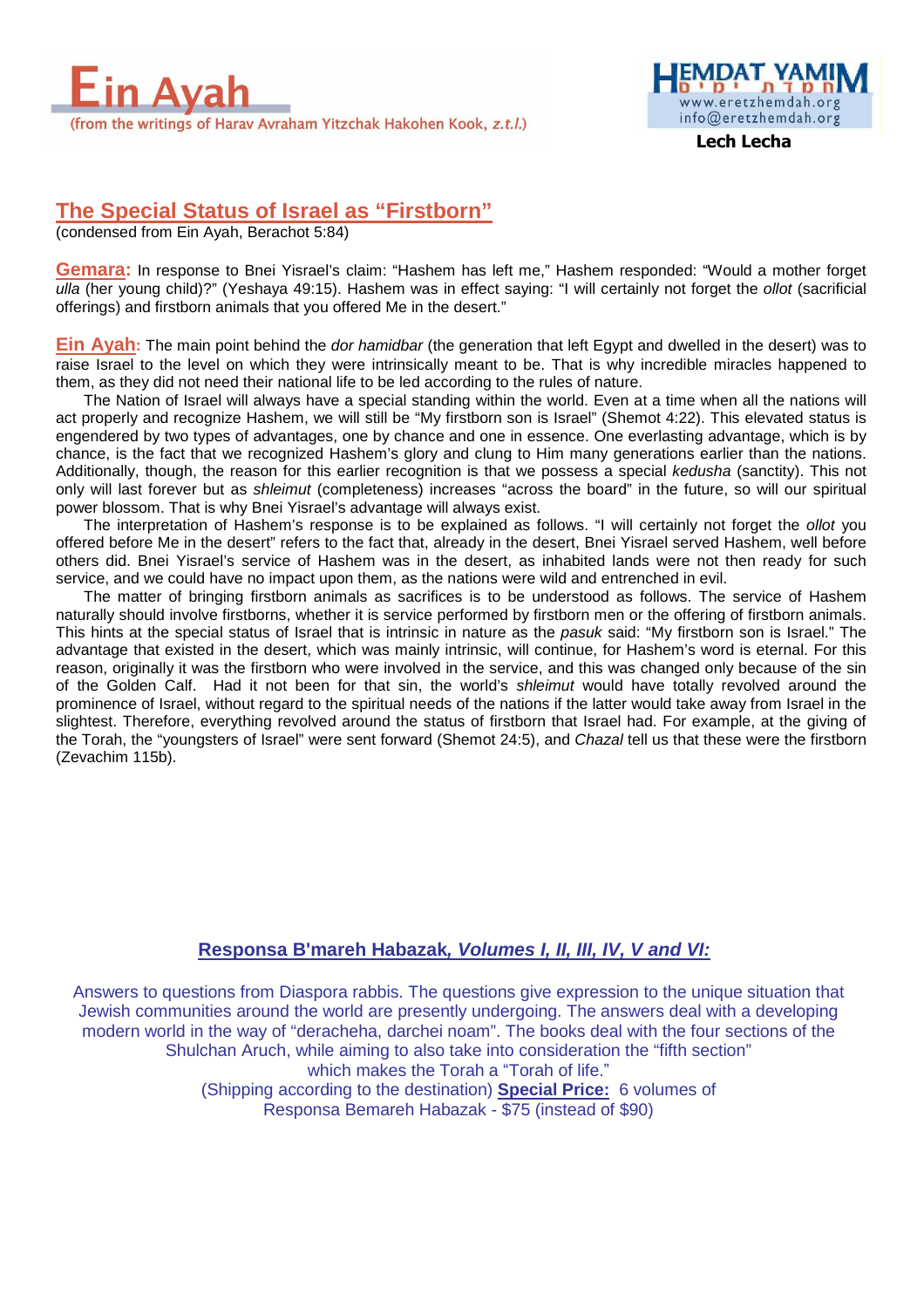# Ein Ayah

(from the writings of Harav Avraham Yitzchak Hakohen Kook, *z.t.l.*)

HEMDAT YAMIM
www.eretzhemdah.org
info@eretzhemdah.org

**Lech Lecha**

## The Special Status of Israel as "Firstborn"

(condensed from Ein Ayah, Berachot 5:84)

**Gemara:** In response to Bnei Yisrael's claim: "Hashem has left me," Hashem responded: "Would a mother forget *ulla* (her young child)?" (Yeshaya 49:15). Hashem was in effect saying: "I will certainly not forget the *ollot* (sacrificial offerings) and firstborn animals that you offered Me in the desert."

**Ein Ayah:** The main point behind the *dor hamidbar* (the generation that left Egypt and dwelled in the desert) was to raise Israel to the level on which they were intrinsically meant to be. That is why incredible miracles happened to them, as they did not need their national life to be led according to the rules of nature.

The Nation of Israel will always have a special standing within the world. Even at a time when all the nations will act properly and recognize Hashem, we will still be "My firstborn son is Israel" (Shemot 4:22). This elevated status is engendered by two types of advantages, one by chance and one in essence. One everlasting advantage, which is by chance, is the fact that we recognized Hashem's glory and clung to Him many generations earlier than the nations. Additionally, though, the reason for this earlier recognition is that we possess a special *kedusha* (sanctity). This not only will last forever but as *shleimut* (completeness) increases "across the board" in the future, so will our spiritual power blossom. That is why Bnei Yisrael's advantage will always exist.

The interpretation of Hashem's response is to be explained as follows. "I will certainly not forget the *ollot* you offered before Me in the desert" refers to the fact that, already in the desert, Bnei Yisrael served Hashem, well before others did. Bnei Yisrael's service of Hashem was in the desert, as inhabited lands were not then ready for such service, and we could have no impact upon them, as the nations were wild and entrenched in evil.

The matter of bringing firstborn animals as sacrifices is to be understood as follows. The service of Hashem naturally should involve firstborns, whether it is service performed by firstborn men or the offering of firstborn animals. This hints at the special status of Israel that is intrinsic in nature as the *pasuk* said: "My firstborn son is Israel." The advantage that existed in the desert, which was mainly intrinsic, will continue, for Hashem's word is eternal. For this reason, originally it was the firstborn who were involved in the service, and this was changed only because of the sin of the Golden Calf. Had it not been for that sin, the world's *shleimut* would have totally revolved around the prominence of Israel, without regard to the spiritual needs of the nations if the latter would take away from Israel in the slightest. Therefore, everything revolved around the status of firstborn that Israel had. For example, at the giving of the Torah, the "youngsters of Israel" were sent forward (Shemot 24:5), and *Chazal* tell us that these were the firstborn (Zevachim 115b).

### Responsa B'mareh Habazak, *Volumes I, II, III, IV, V and VI:*

Answers to questions from Diaspora rabbis. The questions give expression to the unique situation that Jewish communities around the world are presently undergoing. The answers deal with a developing modern world in the way of "deracheha, darchei noam". The books deal with the four sections of the Shulchan Aruch, while aiming to also take into consideration the "fifth section" which makes the Torah a "Torah of life."

(Shipping according to the destination) **Special Price:** 6 volumes of Responsa Bemareh Habazak - $75 (instead of $90)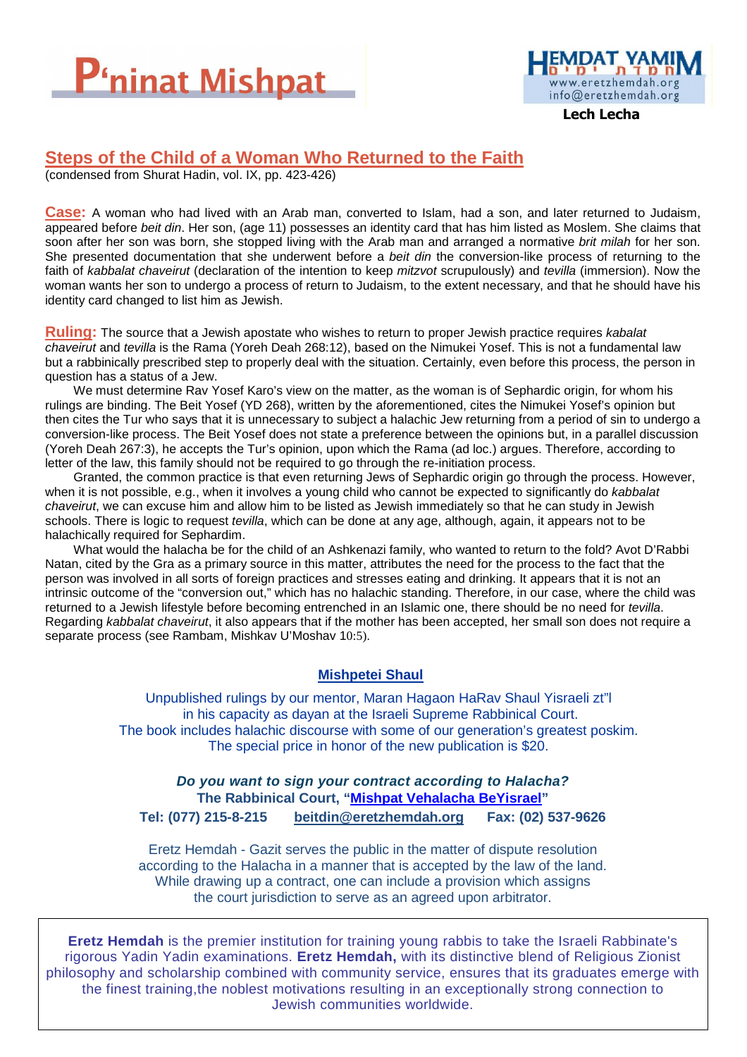# P'ninat Mishpat

Lech Lecha

## Steps of the Child of a Woman Who Returned to the Faith

(condensed from Shurat Hadin, vol. IX, pp. 423-426)

**Case:** A woman who had lived with an Arab man, converted to Islam, had a son, and later returned to Judaism, appeared before *beit din*. Her son, (age 11) possesses an identity card that has him listed as Moslem. She claims that soon after her son was born, she stopped living with the Arab man and arranged a normative *brit milah* for her son. She presented documentation that she underwent before a *beit din* the conversion-like process of returning to the faith of *kabbalat chaveirut* (declaration of the intention to keep *mitzvot* scrupulously) and *tevilla* (immersion). Now the woman wants her son to undergo a process of return to Judaism, to the extent necessary, and that he should have his identity card changed to list him as Jewish.

**Ruling:** The source that a Jewish apostate who wishes to return to proper Jewish practice requires *kabalat chaveirut* and *tevilla* is the Rama (Yoreh Deah 268:12), based on the Nimukei Yosef. This is not a fundamental law but a rabbinically prescribed step to properly deal with the situation. Certainly, even before this process, the person in question has a status of a Jew.

We must determine Rav Yosef Karo's view on the matter, as the woman is of Sephardic origin, for whom his rulings are binding. The Beit Yosef (YD 268), written by the aforementioned, cites the Nimukei Yosef's opinion but then cites the Tur who says that it is unnecessary to subject a halachic Jew returning from a period of sin to undergo a conversion-like process. The Beit Yosef does not state a preference between the opinions but, in a parallel discussion (Yoreh Deah 267:3), he accepts the Tur's opinion, upon which the Rama (ad loc.) argues. Therefore, according to letter of the law, this family should not be required to go through the re-initiation process.

Granted, the common practice is that even returning Jews of Sephardic origin go through the process. However, when it is not possible, e.g., when it involves a young child who cannot be expected to significantly do *kabbalat chaveirut*, we can excuse him and allow him to be listed as Jewish immediately so that he can study in Jewish schools. There is logic to request *tevilla*, which can be done at any age, although, again, it appears not to be halachically required for Sephardim.

What would the halacha be for the child of an Ashkenazi family, who wanted to return to the fold? Avot D'Rabbi Natan, cited by the Gra as a primary source in this matter, attributes the need for the process to the fact that the person was involved in all sorts of foreign practices and stresses eating and drinking. It appears that it is not an intrinsic outcome of the "conversion out," which has no halachic standing. Therefore, in our case, where the child was returned to a Jewish lifestyle before becoming entrenched in an Islamic one, there should be no need for *tevilla*. Regarding *kabbalat chaveirut*, it also appears that if the mother has been accepted, her small son does not require a separate process (see Rambam, Mishkav U'Moshav 10:5).

### Mishpetei Shaul

Unpublished rulings by our mentor, Maran Hagaon HaRav Shaul Yisraeli zt"l in his capacity as dayan at the Israeli Supreme Rabbinical Court.
The book includes halachic discourse with some of our generation's greatest poskim.
The special price in honor of the new publication is $20.

***Do you want to sign your contract according to Halacha?***
**The Rabbinical Court, "Mishpat Vehalacha BeYisrael"**
**Tel: (077) 215-8-215 beitdin@eretzhemdah.org Fax: (02) 537-9626**

Eretz Hemdah - Gazit serves the public in the matter of dispute resolution according to the Halacha in a manner that is accepted by the law of the land. While drawing up a contract, one can include a provision which assigns the court jurisdiction to serve as an agreed upon arbitrator.

**Eretz Hemdah** is the premier institution for training young rabbis to take the Israeli Rabbinate's rigorous Yadin Yadin examinations. **Eretz Hemdah,** with its distinctive blend of Religious Zionist philosophy and scholarship combined with community service, ensures that its graduates emerge with the finest training,the noblest motivations resulting in an exceptionally strong connection to Jewish communities worldwide.